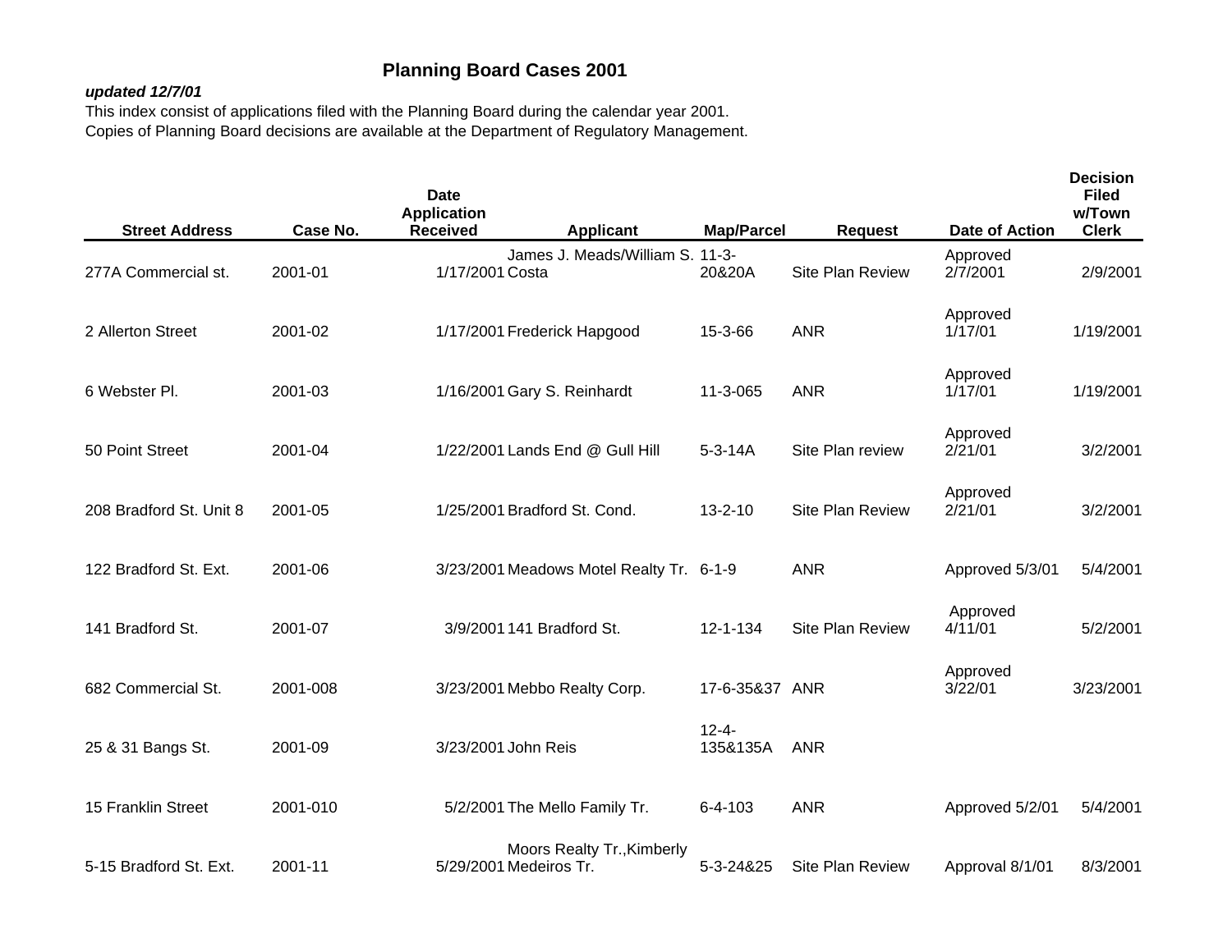# Planning Board Cases 2001

***updated 12/7/01***

This index consist of applications filed with the Planning Board during the calendar year 2001.
Copies of Planning Board decisions are available at the Department of Regulatory Management.

| Street Address | Case No. | Date Application Received | Applicant | Map/Parcel | Request | Date of Action | Decision Filed w/Town Clerk |
|---|---|---|---|---|---|---|---|
| 277A Commercial st. | 2001-01 | 1/17/2001 | James J. Meads/William S. Costa | 11-3-20&20A | Site Plan Review | Approved 2/7/2001 | 2/9/2001 |
| 2 Allerton Street | 2001-02 | 1/17/2001 | Frederick Hapgood | 15-3-66 | ANR | Approved 1/17/01 | 1/19/2001 |
| 6 Webster Pl. | 2001-03 | 1/16/2001 | Gary S. Reinhardt | 11-3-065 | ANR | Approved 1/17/01 | 1/19/2001 |
| 50 Point Street | 2001-04 | 1/22/2001 | Lands End @ Gull Hill | 5-3-14A | Site Plan review | Approved 2/21/01 | 3/2/2001 |
| 208 Bradford St. Unit 8 | 2001-05 | 1/25/2001 | Bradford St. Cond. | 13-2-10 | Site Plan Review | Approved 2/21/01 | 3/2/2001 |
| 122 Bradford St. Ext. | 2001-06 | 3/23/2001 | Meadows Motel Realty Tr. | 6-1-9 | ANR | Approved 5/3/01 | 5/4/2001 |
| 141 Bradford St. | 2001-07 | 3/9/2001 | 141 Bradford St. | 12-1-134 | Site Plan Review | Approved 4/11/01 | 5/2/2001 |
| 682 Commercial St. | 2001-008 | 3/23/2001 | Mebbo Realty Corp. | 17-6-35&37 | ANR | Approved 3/22/01 | 3/23/2001 |
| 25 & 31 Bangs St. | 2001-09 | 3/23/2001 | John Reis | 12-4-135&135A | ANR | | |
| 15 Franklin Street | 2001-010 | 5/2/2001 | The Mello Family Tr. | 6-4-103 | ANR | Approved 5/2/01 | 5/4/2001 |
| 5-15 Bradford St. Ext. | 2001-11 | 5/29/2001 | Moors Realty Tr.,Kimberly Medeiros Tr. | 5-3-24&25 | Site Plan Review | Approval 8/1/01 | 8/3/2001 |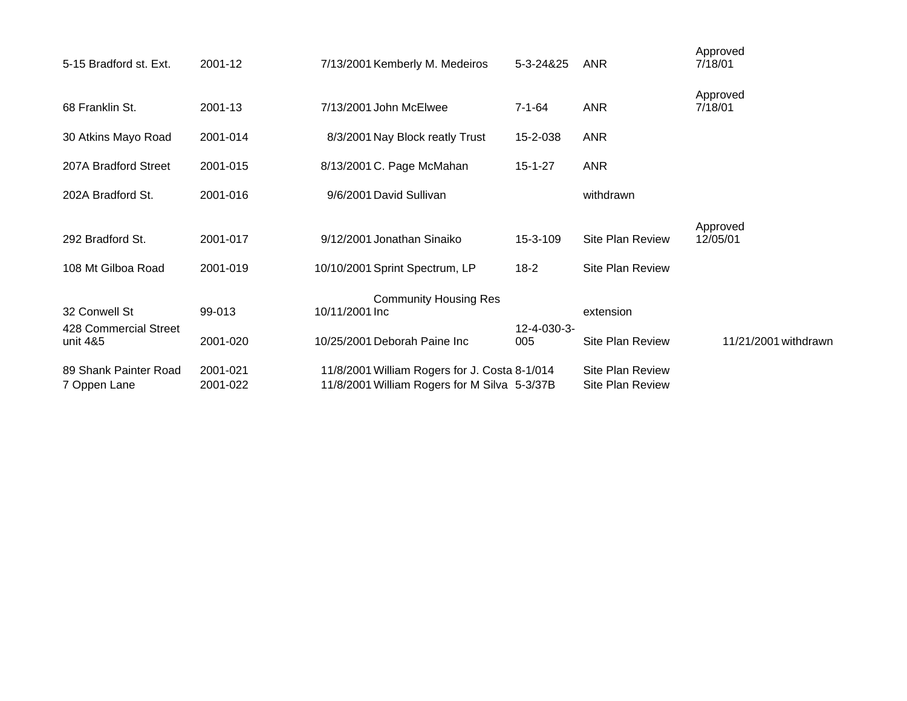| | | | | | | | |
|---|---|---|---|---|---|---|---|
| 5-15 Bradford st. Ext. | 2001-12 | 7/13/2001 | Kemberly M. Medeiros | 5-3-24&25 | ANR | Approved 7/18/01 | |
| 68 Franklin St. | 2001-13 | 7/13/2001 | John McElwee | 7-1-64 | ANR | Approved 7/18/01 | |
| 30 Atkins Mayo Road | 2001-014 | 8/3/2001 | Nay Block reatly Trust | 15-2-038 | ANR | | |
| 207A Bradford Street | 2001-015 | 8/13/2001 | C. Page McMahan | 15-1-27 | ANR | | |
| 202A Bradford St. | 2001-016 | 9/6/2001 | David Sullivan | | withdrawn | | |
| 292 Bradford St. | 2001-017 | 9/12/2001 | Jonathan Sinaiko | 15-3-109 | Site Plan Review | Approved 12/05/01 | |
| 108 Mt Gilboa Road | 2001-019 | 10/10/2001 | Sprint Spectrum, LP | 18-2 | Site Plan Review | | |
| 32 Conwell St | 99-013 | 10/11/2001 | Community Housing Res Inc | | extension | | |
| 428 Commercial Street unit 4&5 | 2001-020 | 10/25/2001 | Deborah Paine Inc | 12-4-030-3-005 | Site Plan Review | 11/21/2001 | withdrawn |
| 89 Shank Painter Road | 2001-021 | 11/8/2001 | William Rogers for J. Costa | 8-1/014 | Site Plan Review | | |
| 7 Oppen Lane | 2001-022 | 11/8/2001 | William Rogers for M Silva | 5-3/37B | Site Plan Review | | |